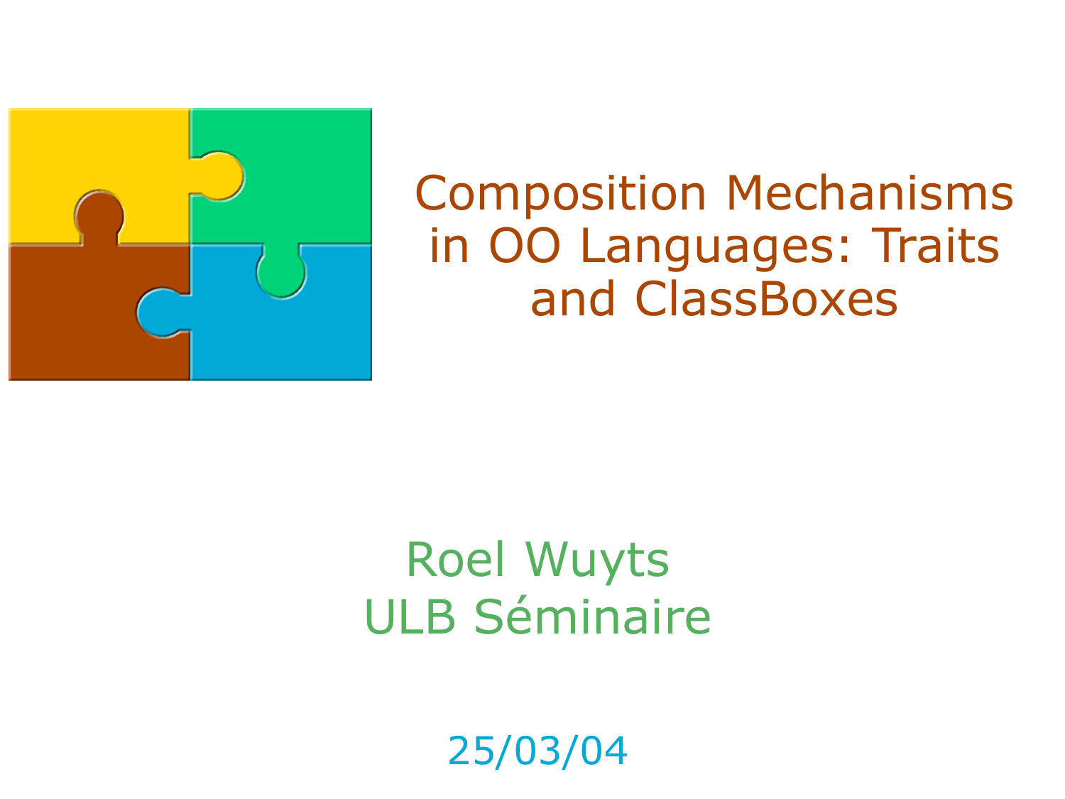# Composition Mechanisms in OO Languages: Traits and ClassBoxes

Roel Wuyts

ULB Séminaire

25/03/04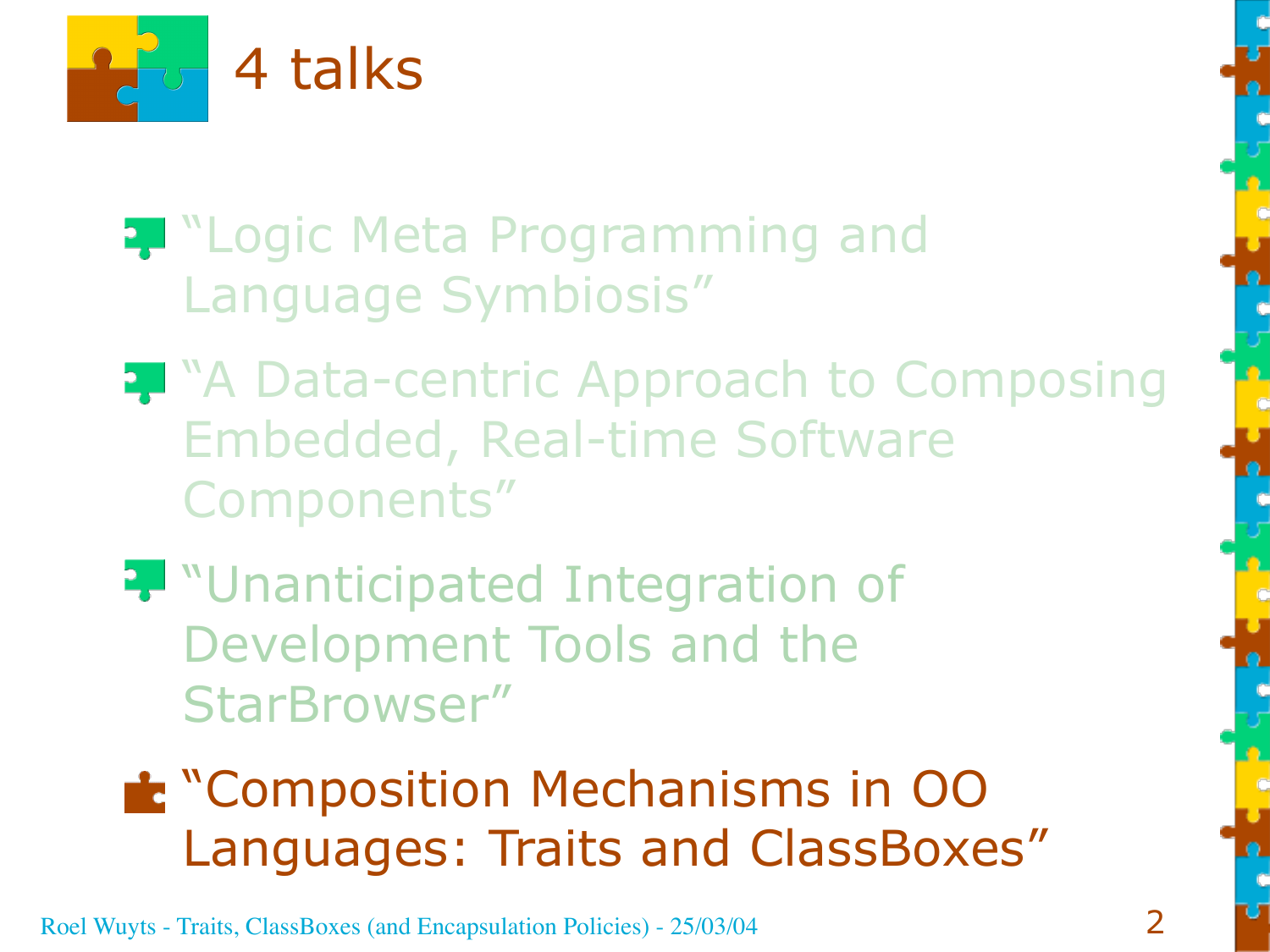# 4 talks

- "Logic Meta Programming and Language Symbiosis"
- "A Data-centric Approach to Composing Embedded, Real-time Software Components"
- "Unanticipated Integration of Development Tools and the StarBrowser"
- "Composition Mechanisms in OO Languages: Traits and ClassBoxes"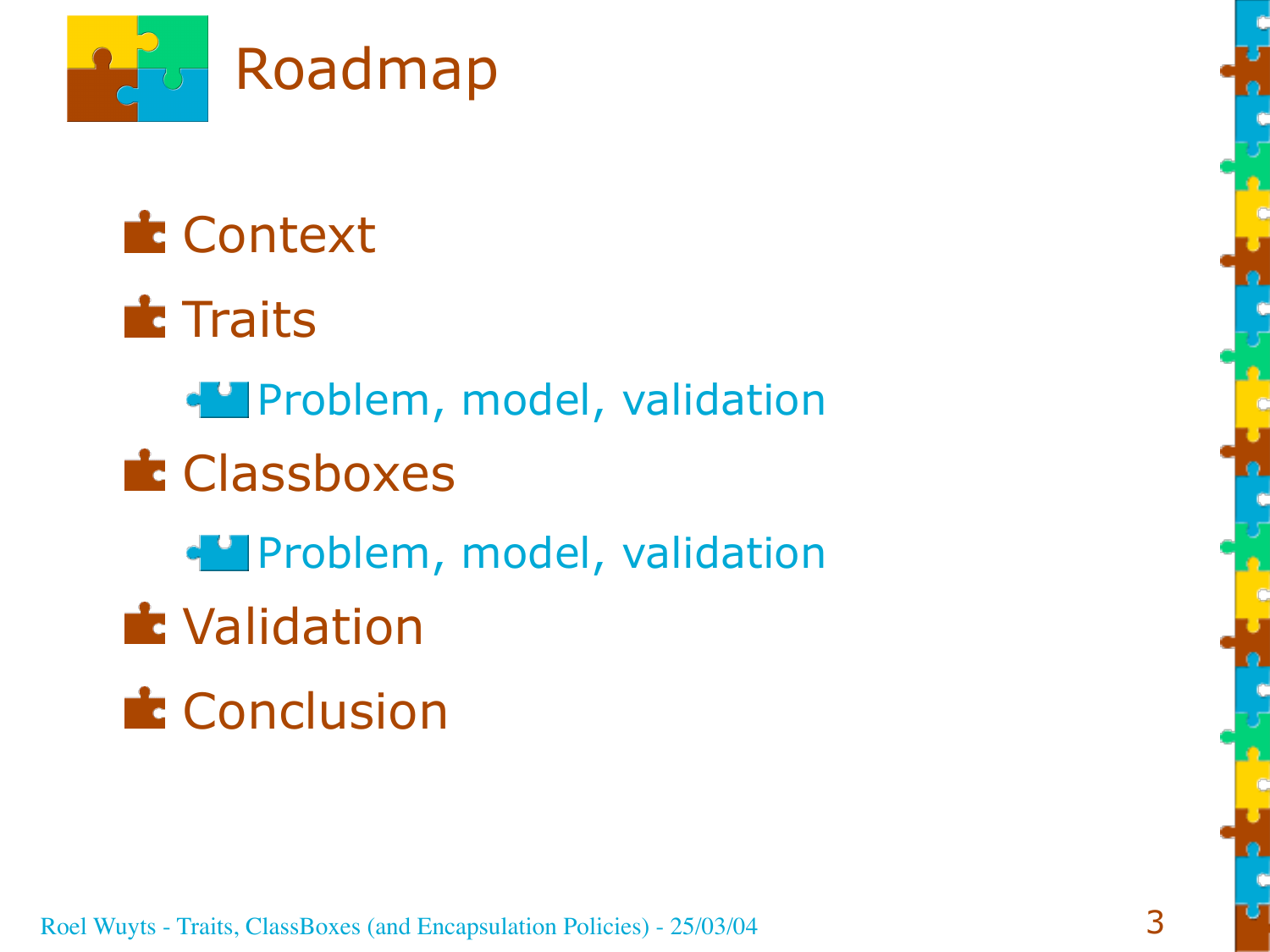# Roadmap

- Context
- Traits
  - Problem, model, validation
- Classboxes
  - Problem, model, validation
- Validation
- Conclusion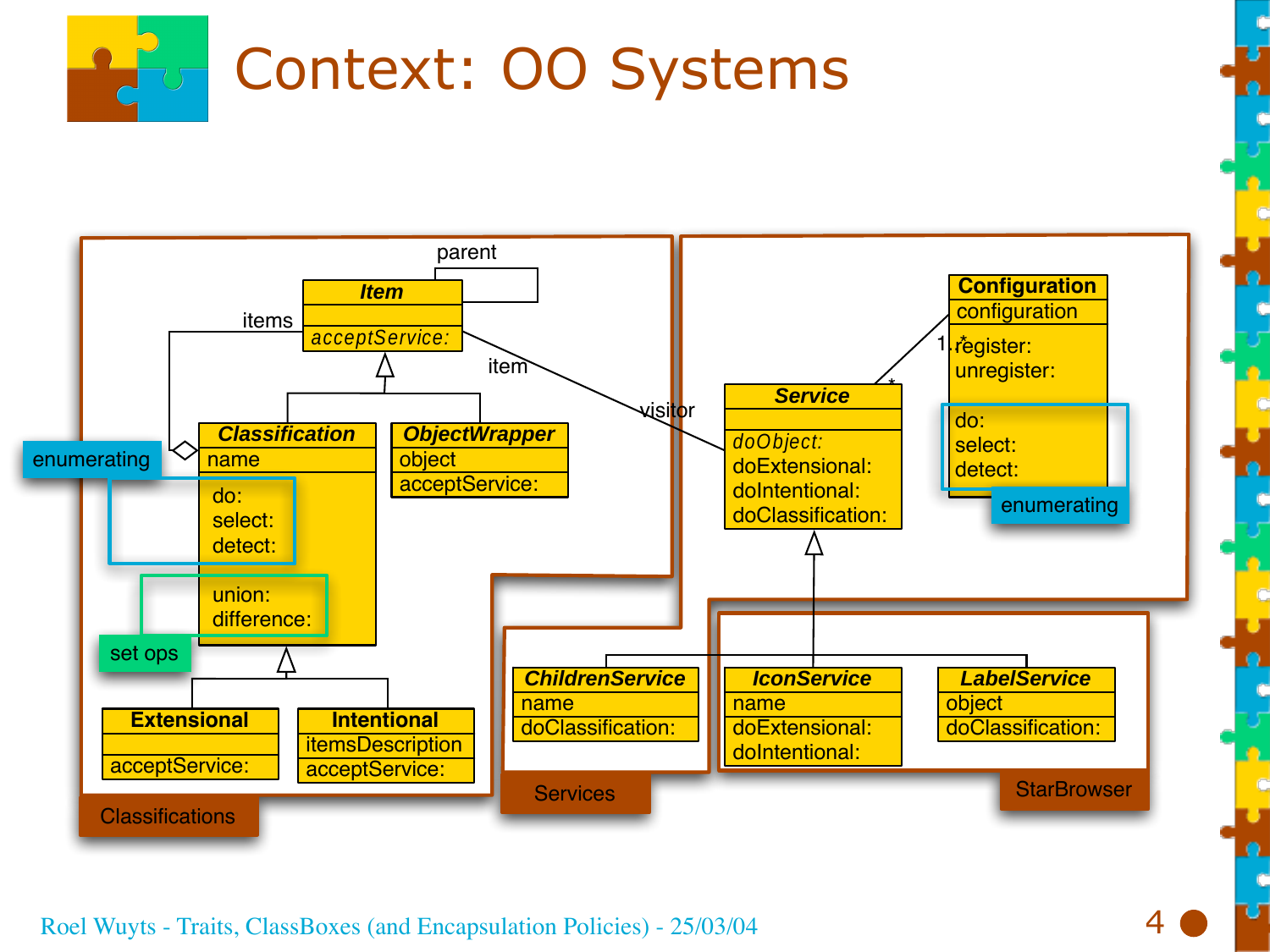# Context: OO Systems

**Classifications**

- **Item**
  - *acceptService:*
  - parent (self-association)
- **Classification** (aggregates Item via "items")
  - name
  - do:
  - select:
  - detect: *(enumerating)*
  - union:
  - difference: *(set ops)*
- **ObjectWrapper**
  - object
  - acceptService:
- **Extensional**
  - acceptService:
- **Intentional**
  - itemsDescription
  - acceptService:

Item (item) — (visitor) Service

**Services**

- **Service**
  - *doObject:*
  - doExtensional:
  - doIntentional:
  - doClassification:
- **Configuration**
  - configuration
  - register:
  - unregister:
  - do:
  - select:
  - detect: *(enumerating)*

Configuration 1..* — * Service

- **ChildrenService**
  - name
  - doClassification:

**StarBrowser**

- **IconService**
  - name
  - doExtensional:
  - doIntentional:
- **LabelService**
  - object
  - doClassification:

Roel Wuyts - Traits, ClassBoxes (and Encapsulation Policies) - 25/03/04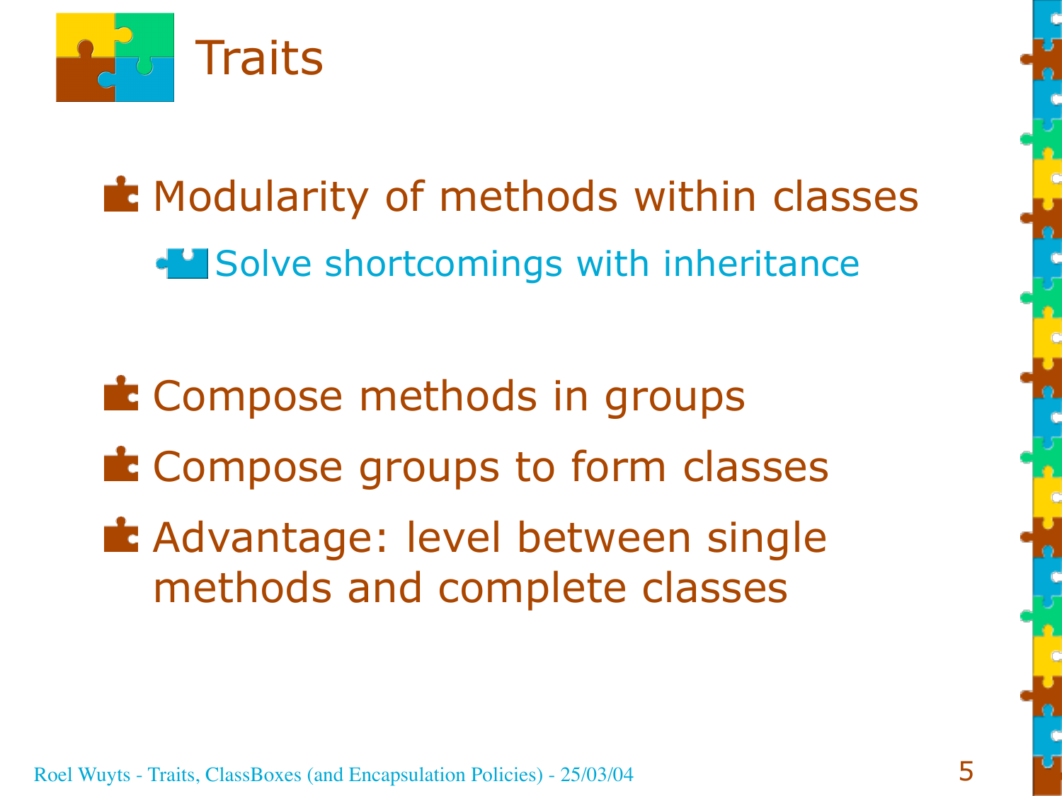# Traits

- Modularity of methods within classes
  - Solve shortcomings with inheritance

- Compose methods in groups
- Compose groups to form classes
- Advantage: level between single methods and complete classes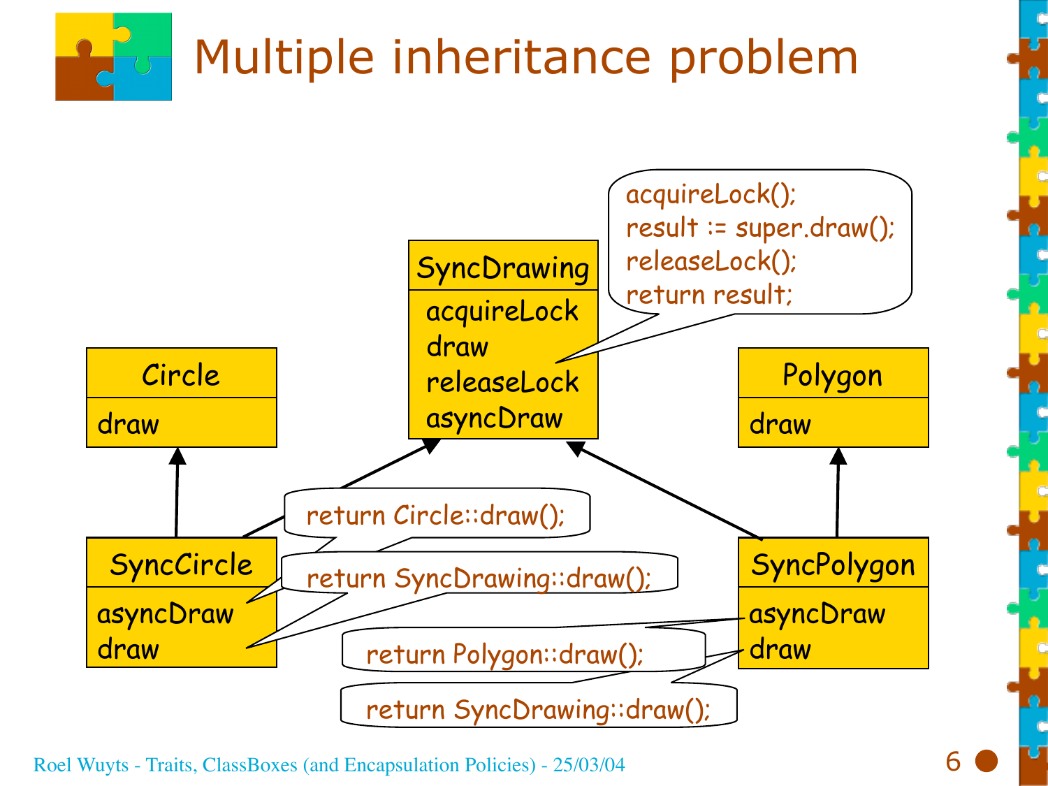# Multiple inheritance problem

**SyncDrawing**
- acquireLock
- draw
- releaseLock
- asyncDraw

```
acquireLock();
result := super.draw();
releaseLock();
return result;
```

**Circle**
- draw

**Polygon**
- draw

**SyncCircle** (inherits from Circle and SyncDrawing)
- asyncDraw
- draw

```
return Circle::draw();
```

```
return SyncDrawing::draw();
```

**SyncPolygon** (inherits from Polygon and SyncDrawing)
- asyncDraw
- draw

```
return Polygon::draw();
```

```
return SyncDrawing::draw();
```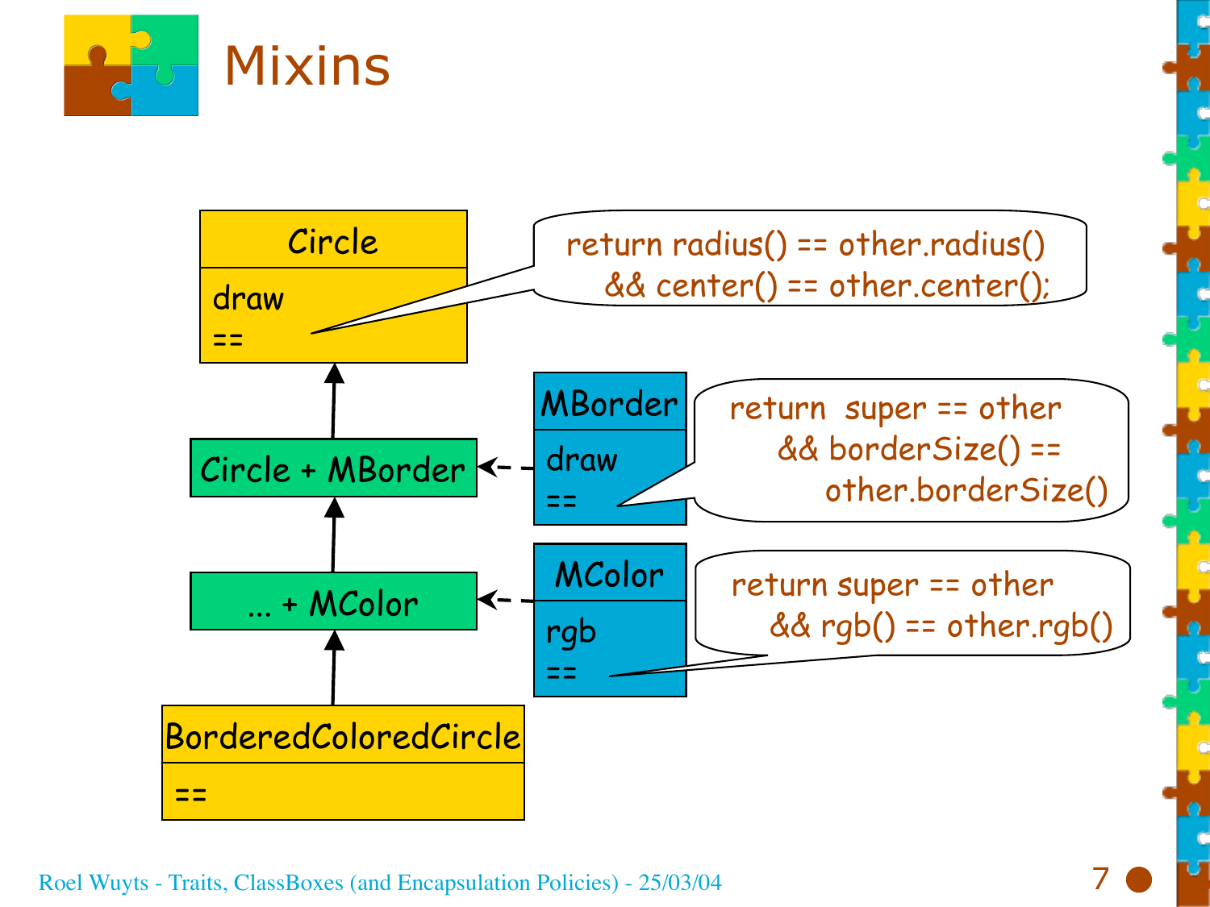# Mixins

Circle
- draw
- ==

```
return radius() == other.radius()
   && center() == other.center();
```

Circle + MBorder

MBorder
- draw
- ==

```
return  super == other
   && borderSize() ==
        other.borderSize()
```

... + MColor

MColor
- rgb
- ==

```
return super == other
   && rgb() == other.rgb()
```

BorderedColoredCircle
- ==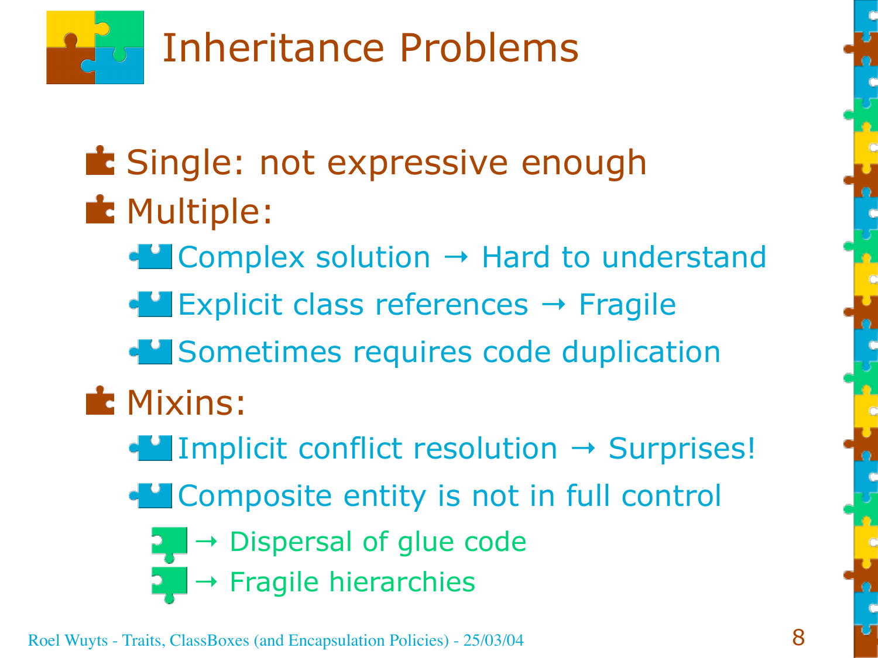# Inheritance Problems

- Single: not expressive enough
- Multiple:
  - Complex solution → Hard to understand
  - Explicit class references → Fragile
  - Sometimes requires code duplication
- Mixins:
  - Implicit conflict resolution → Surprises!
  - Composite entity is not in full control
    - → Dispersal of glue code
    - → Fragile hierarchies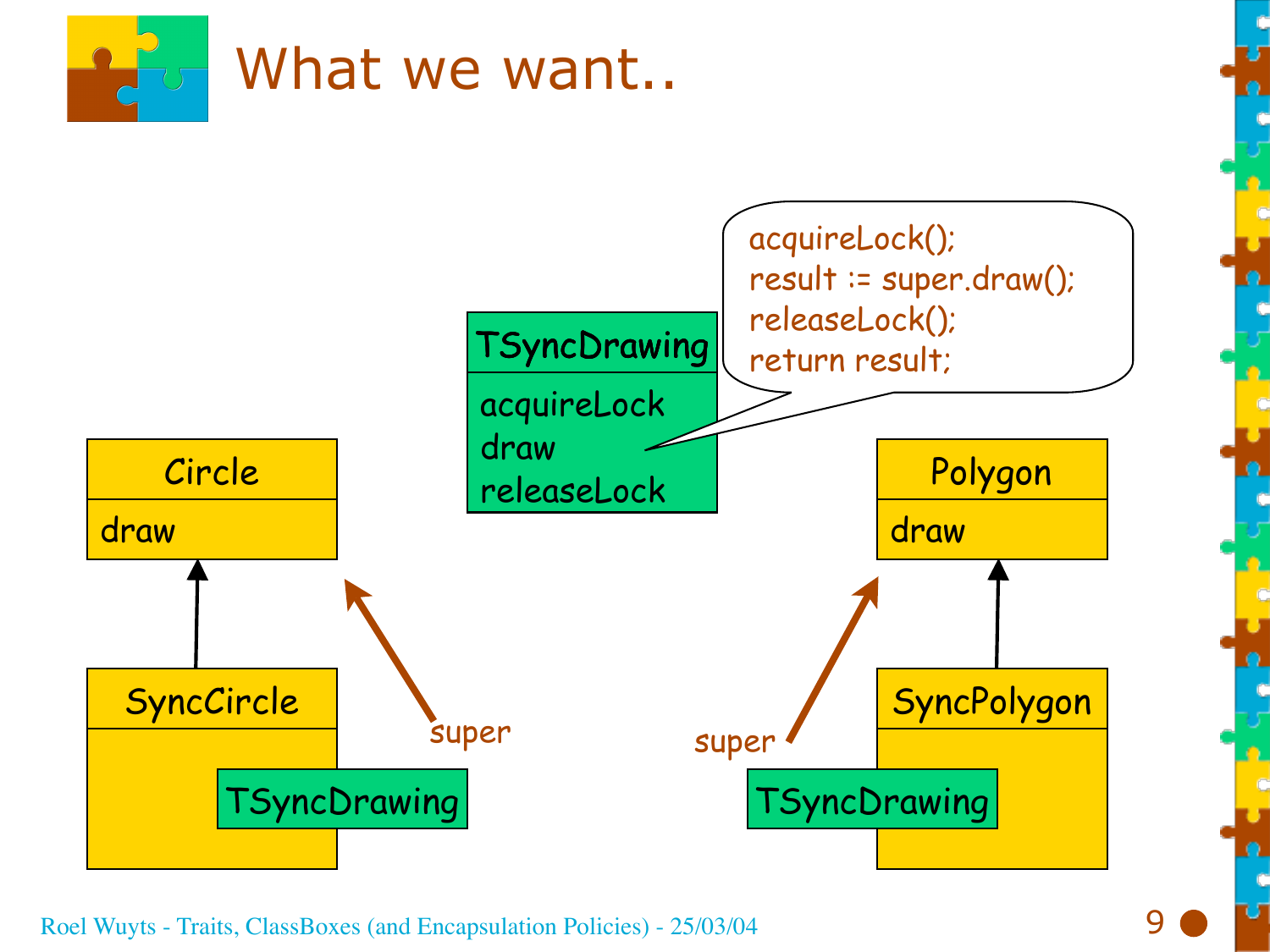# What we want..

```
acquireLock();
result := super.draw();
releaseLock();
return result;
```

**TSyncDrawing**
- acquireLock
- draw
- releaseLock

**Circle**
- draw

**SyncCircle**
- TSyncDrawing

super

**Polygon**
- draw

**SyncPolygon**
- TSyncDrawing

super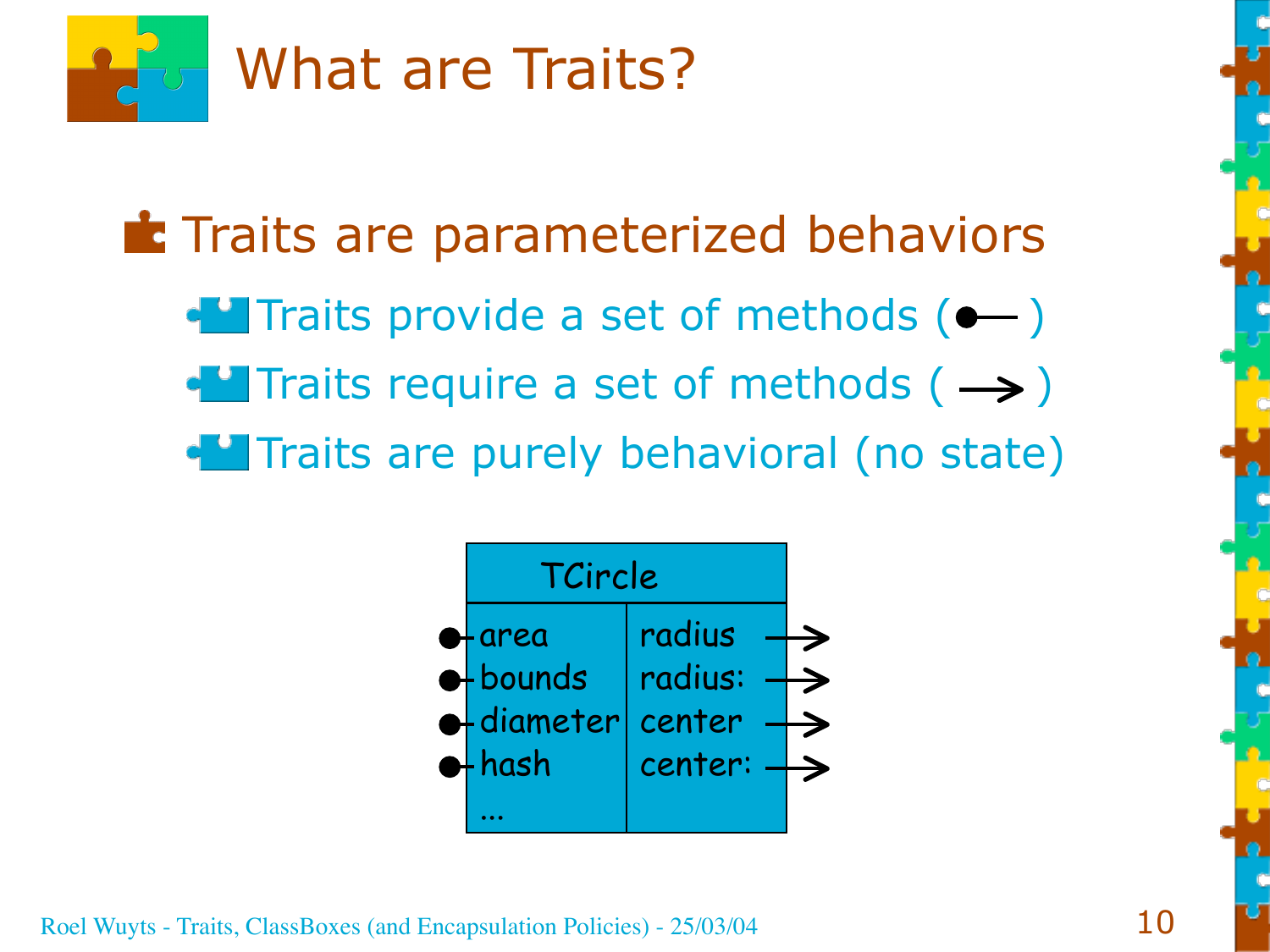# What are Traits?

- Traits are parameterized behaviors
  - Traits provide a set of methods (●—)
  - Traits require a set of methods (→)
  - Traits are purely behavioral (no state)

| TCircle | |
|---|---|
| ●- area | radius → |
| ●- bounds | radius: → |
| ●- diameter | center → |
| ●- hash | center: → |
| ... | |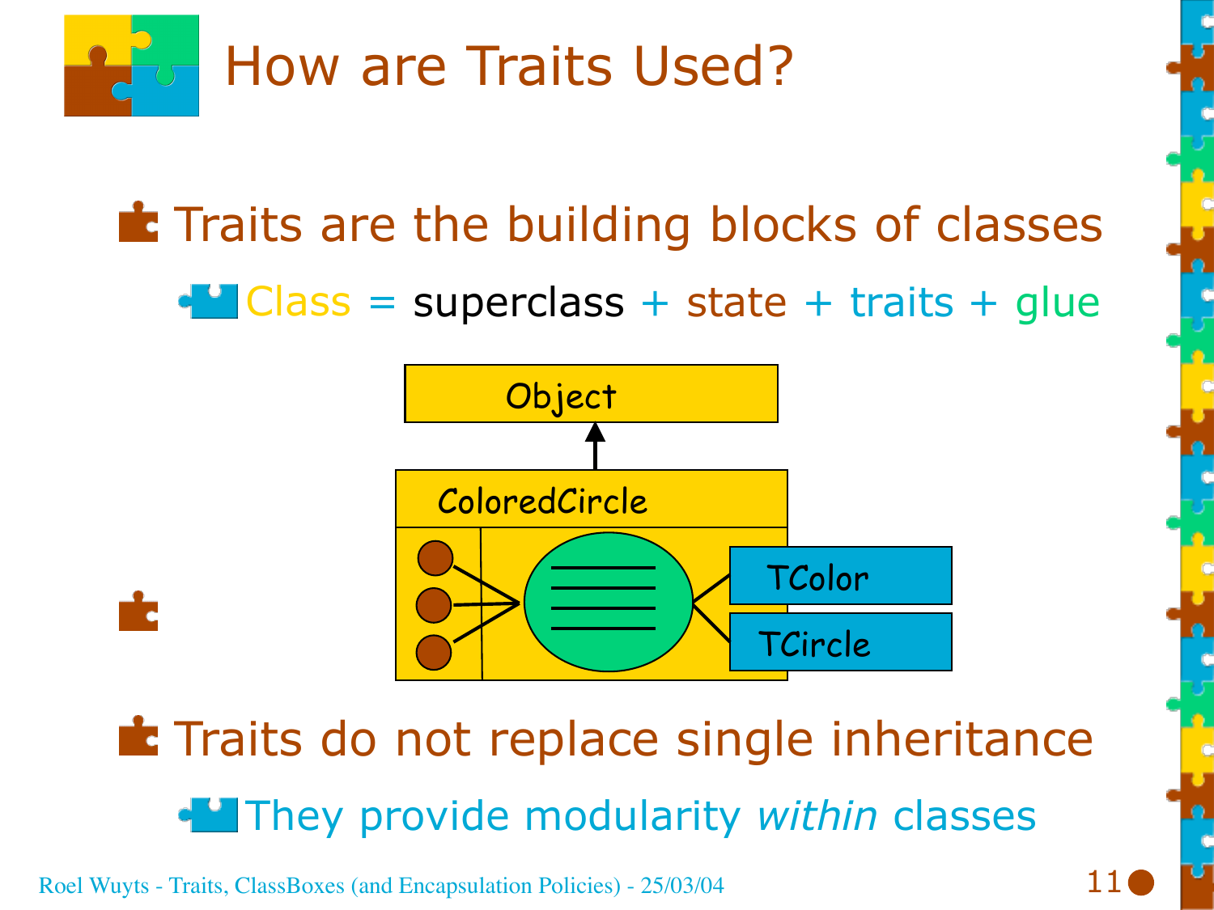# How are Traits Used?

- Traits are the building blocks of classes
  - Class = superclass + state + traits + glue

Object

ColoredCircle

TColor

TCircle

- 

- Traits do not replace single inheritance
  - They provide modularity *within* classes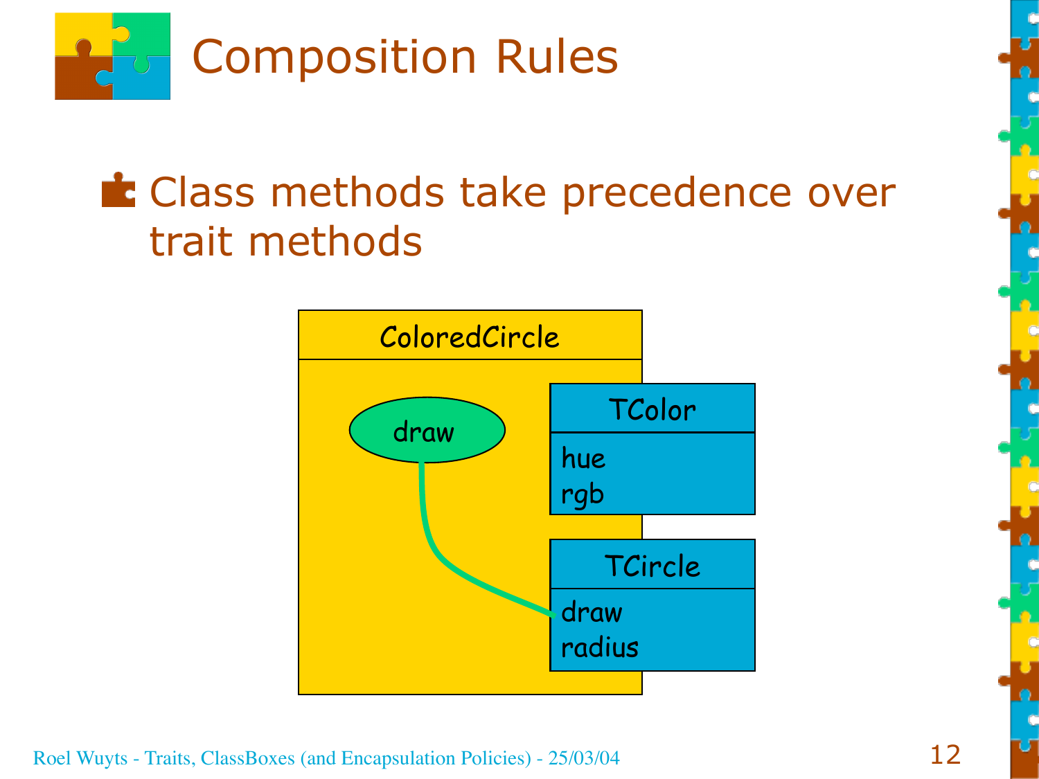# Composition Rules

- Class methods take precedence over trait methods

ColoredCircle

draw

TColor

hue
rgb

TCircle

draw
radius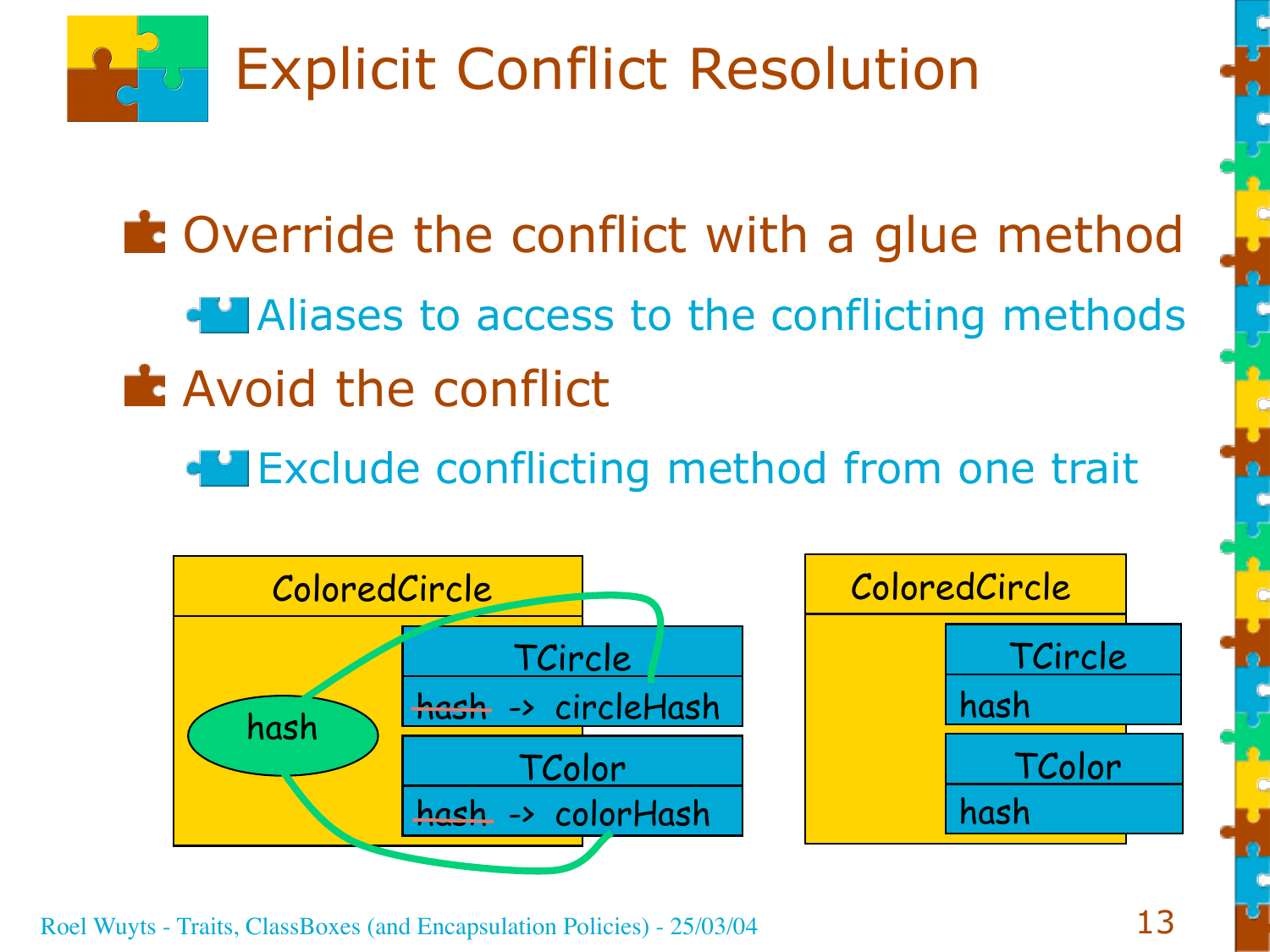# Explicit Conflict Resolution

- Override the conflict with a glue method
  - Aliases to access to the conflicting methods
- Avoid the conflict
  - Exclude conflicting method from one trait

ColoredCircle

hash

TCircle

~~hash~~ -> circleHash

TColor

~~hash~~ -> colorHash

ColoredCircle

TCircle

hash

TColor

hash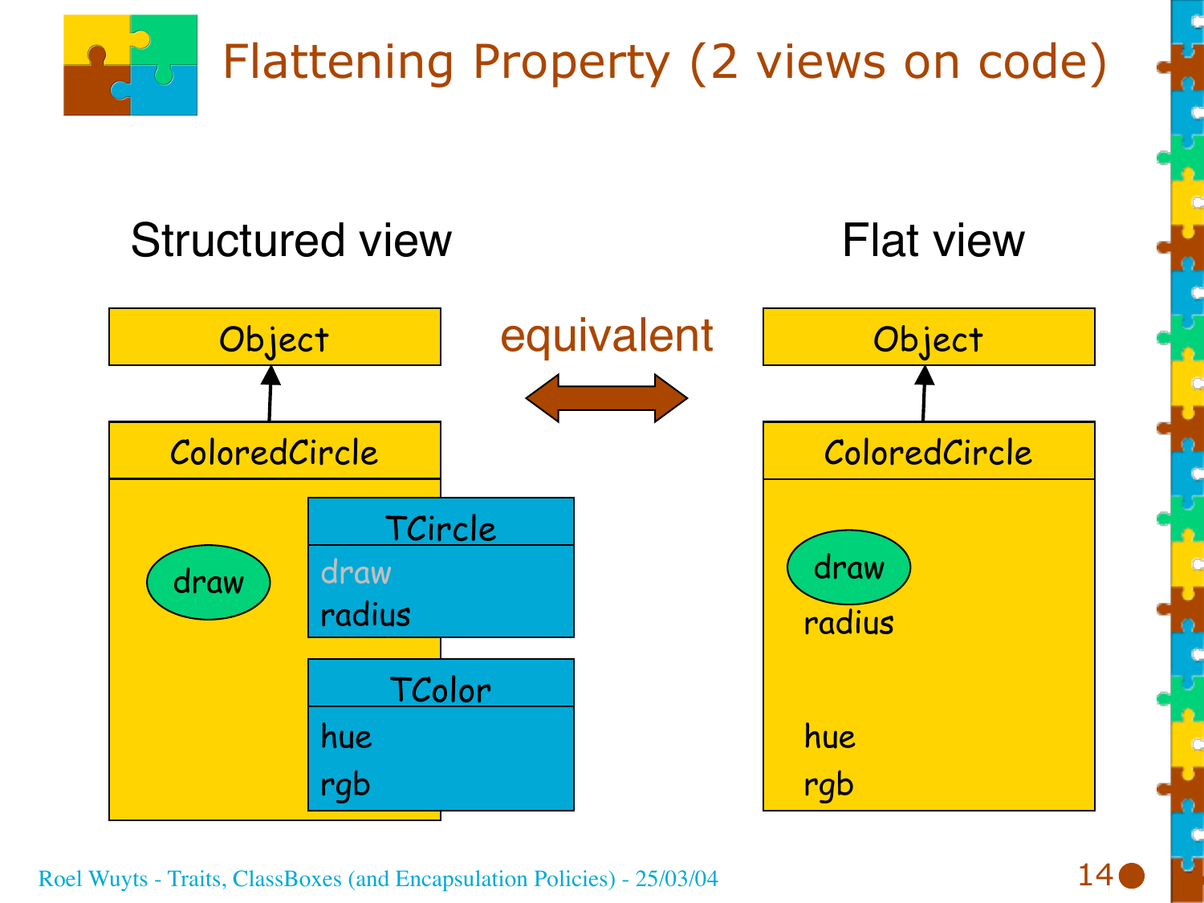# Flattening Property (2 views on code)

**Structured view** — equivalent — **Flat view**

Structured view:

- Object
  - ColoredCircle
    - draw
    - TCircle
      - draw
      - radius
    - TColor
      - hue
      - rgb

Flat view:

- Object
  - ColoredCircle
    - draw
    - radius
    - hue
    - rgb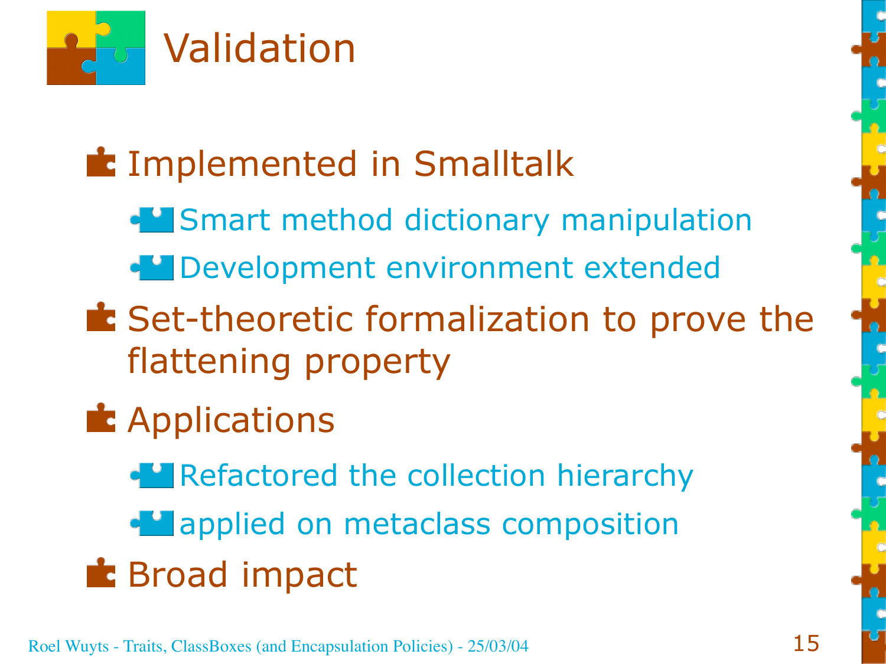# Validation

- Implemented in Smalltalk
  - Smart method dictionary manipulation
  - Development environment extended
- Set-theoretic formalization to prove the flattening property
- Applications
  - Refactored the collection hierarchy
  - applied on metaclass composition
- Broad impact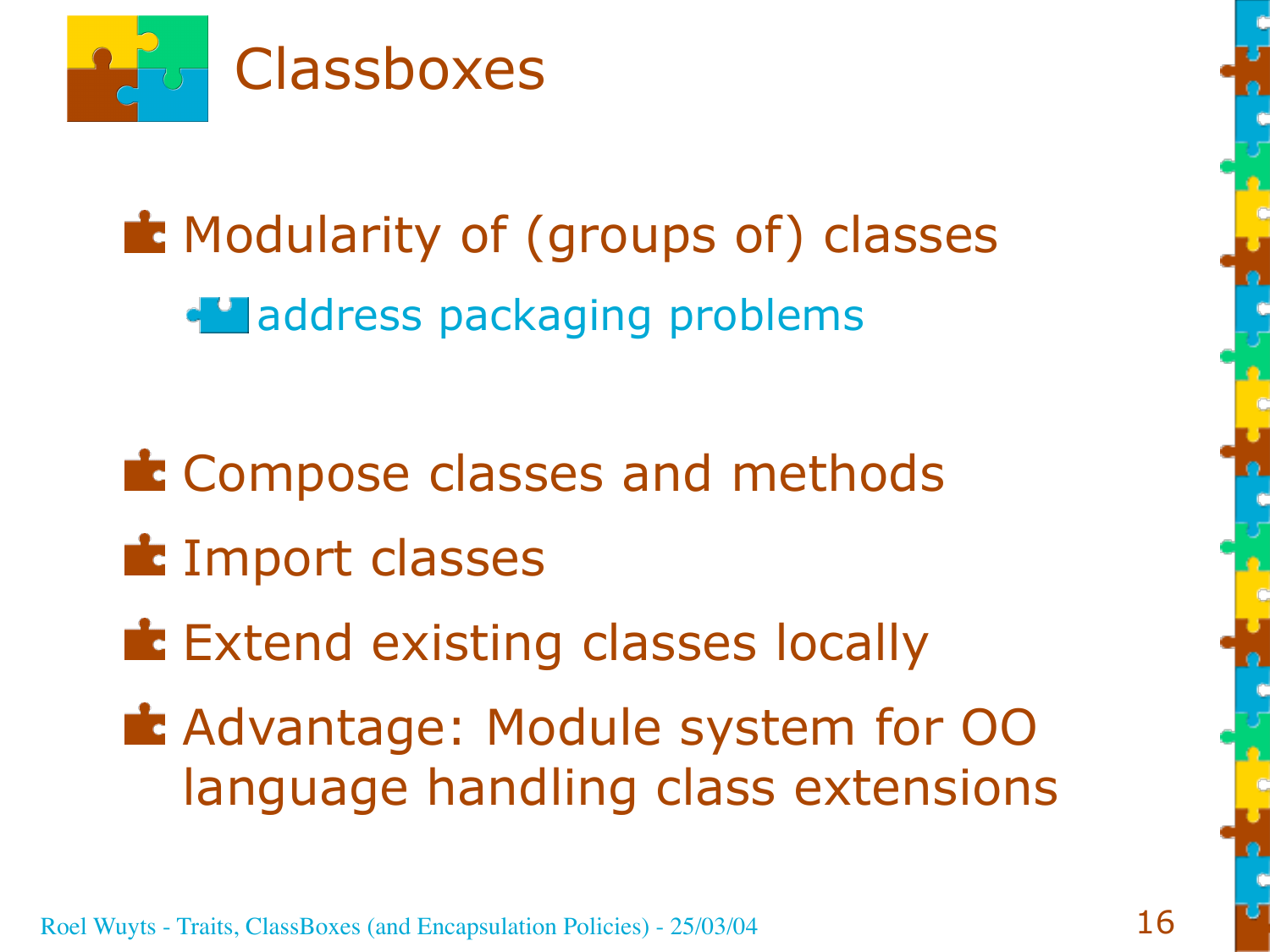# Classboxes

- Modularity of (groups of) classes
  - address packaging problems

- Compose classes and methods
- Import classes
- Extend existing classes locally
- Advantage: Module system for OO language handling class extensions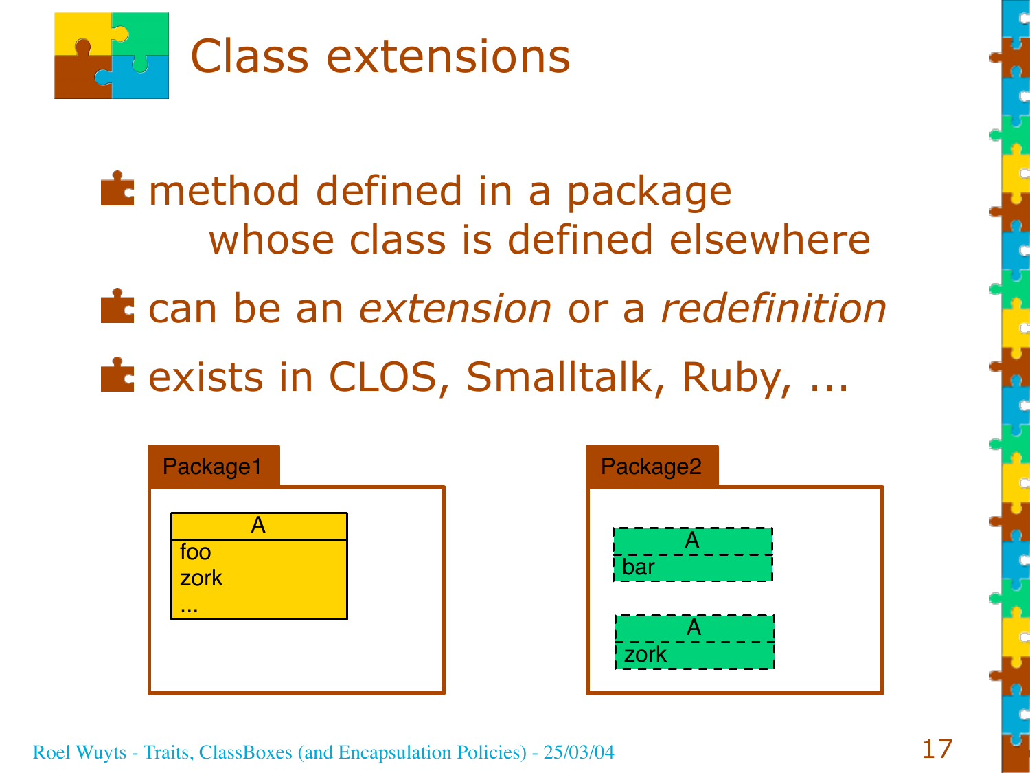# Class extensions

- method defined in a package whose class is defined elsewhere
- can be an *extension* or a *redefinition*
- exists in CLOS, Smalltalk, Ruby, ...

Package1

| A |
| --- |
| foo |
| zork |
| ... |

Package2

| A |
| --- |
| bar |

| A |
| --- |
| zork |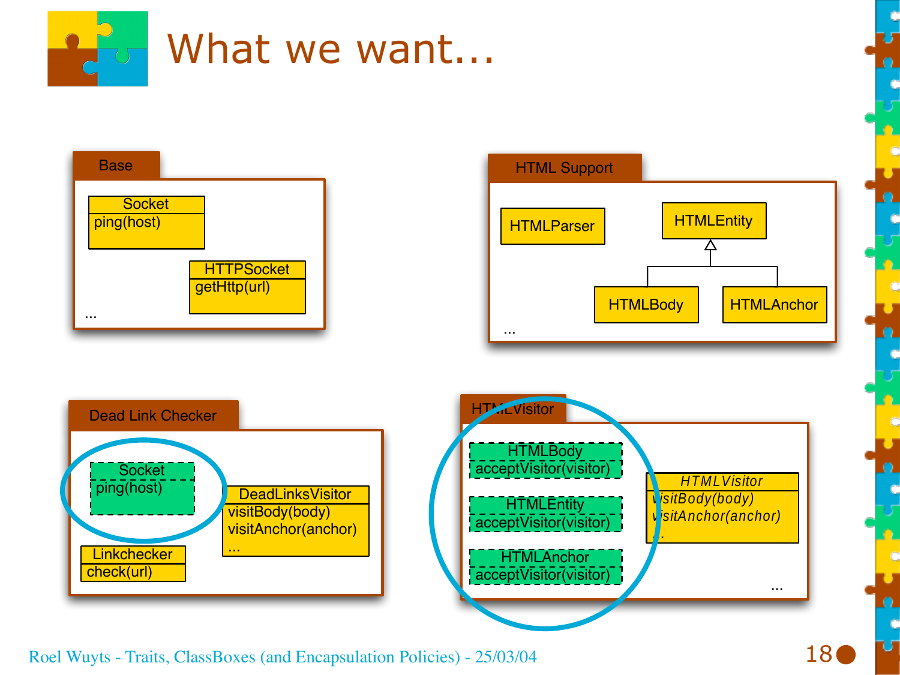# What we want...

**Base**

- Socket
  - ping(host)
- HTTPSocket
  - getHttp(url)
- ...

**HTML Support**

- HTMLParser
- HTMLEntity
  - HTMLBody
  - HTMLAnchor
- ...

**Dead Link Checker**

- Socket
  - ping(host)
- DeadLinksVisitor
  - visitBody(body)
  - visitAnchor(anchor)
  - ...
- Linkchecker
  - check(url)

**HTMLVisitor**

- HTMLBody
  - acceptVisitor(visitor)
- HTMLEntity
  - acceptVisitor(visitor)
- HTMLAnchor
  - acceptVisitor(visitor)
- *HTMLVisitor*
  - *visitBody(body)*
  - *visitAnchor(anchor)*
  - ...
- ...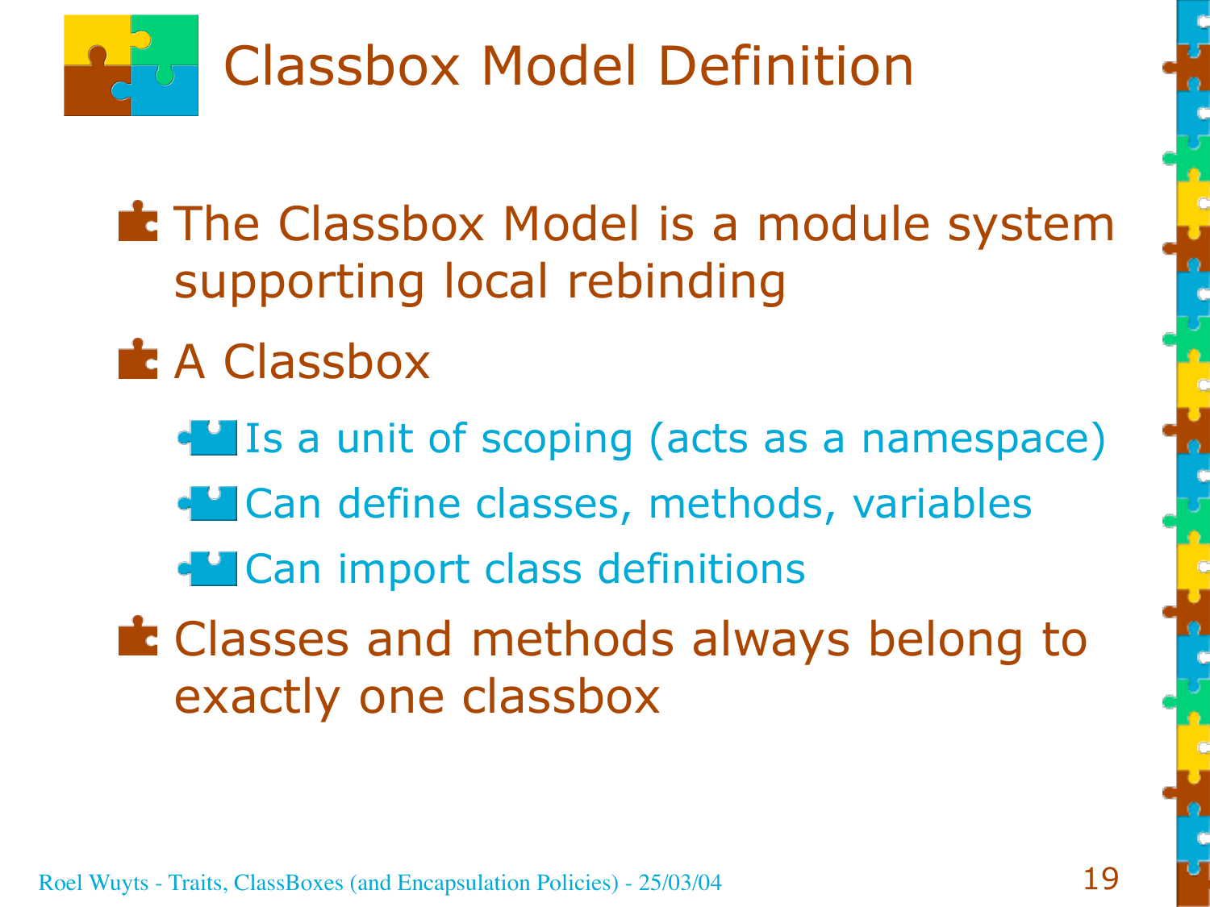# Classbox Model Definition

- The Classbox Model is a module system supporting local rebinding
- A Classbox
  - Is a unit of scoping (acts as a namespace)
  - Can define classes, methods, variables
  - Can import class definitions
- Classes and methods always belong to exactly one classbox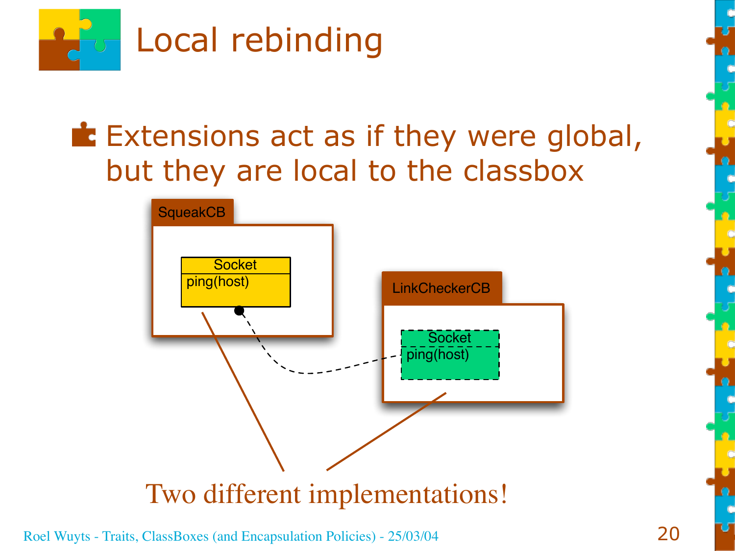# Local rebinding

- Extensions act as if they were global, but they are local to the classbox

SqueakCB

| Socket |
| --- |
| ping(host) |

LinkCheckerCB

| Socket |
| --- |
| ping(host) |

Two different implementations!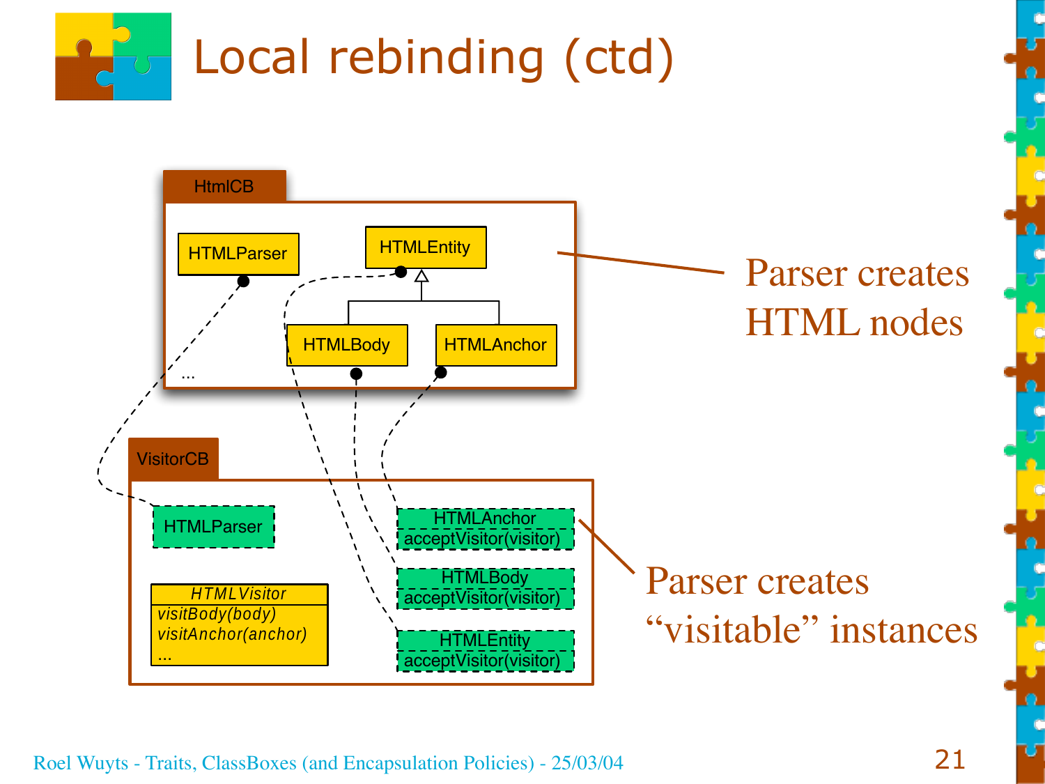# Local rebinding (ctd)

HtmlCB

- HTMLParser
- HTMLEntity
- HTMLBody
- HTMLAnchor
- ...

VisitorCB

- HTMLParser
- *HTMLVisitor*
  - *visitBody(body)*
  - *visitAnchor(anchor)*
  - ...
- HTMLAnchor
  - acceptVisitor(visitor)
- HTMLBody
  - acceptVisitor(visitor)
- HTMLEntity
  - acceptVisitor(visitor)

Parser creates HTML nodes

Parser creates "visitable" instances

Roel Wuyts - Traits, ClassBoxes (and Encapsulation Policies) - 25/03/04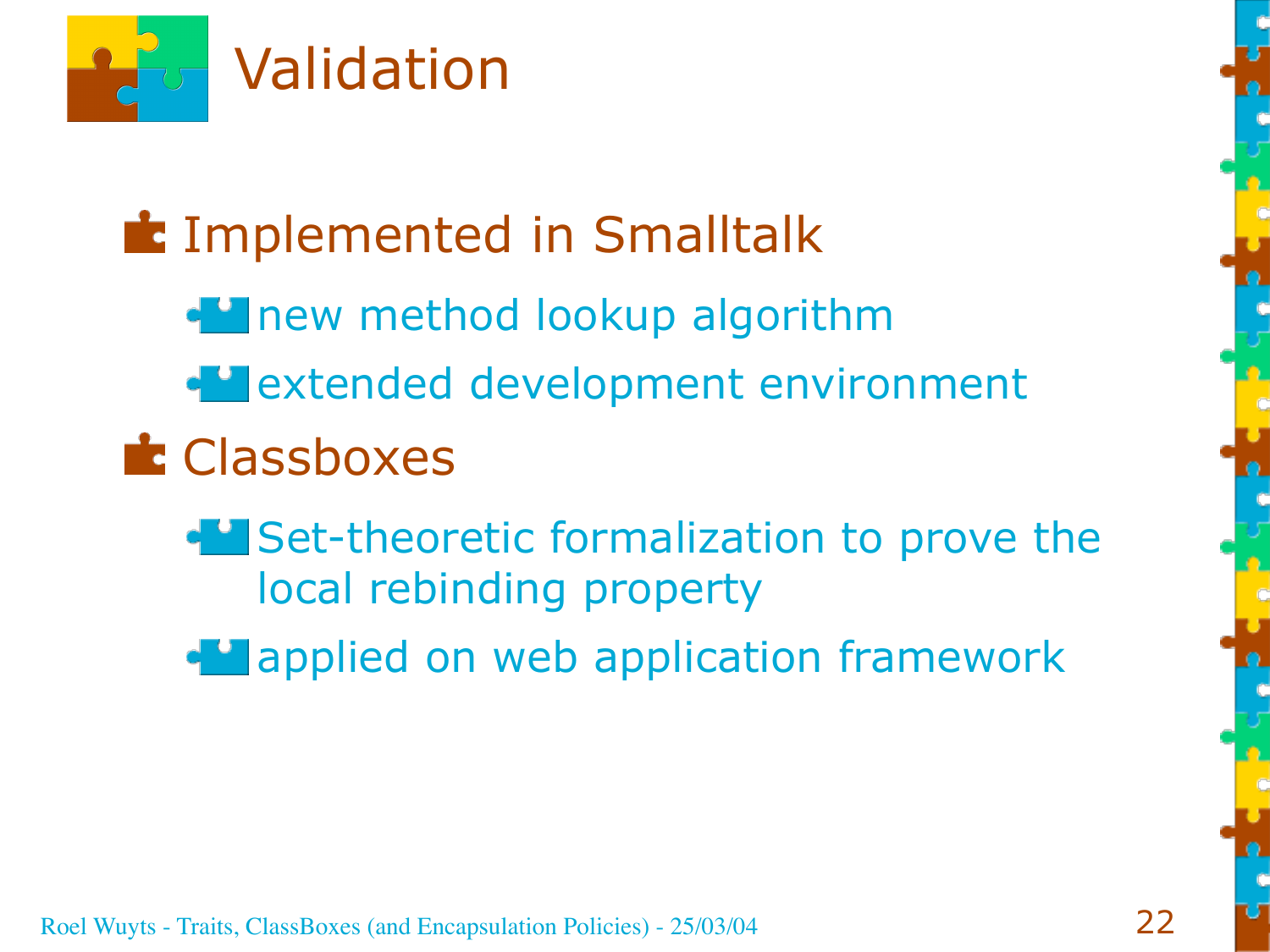# Validation

- Implemented in Smalltalk
  - new method lookup algorithm
  - extended development environment
- Classboxes
  - Set-theoretic formalization to prove the local rebinding property
  - applied on web application framework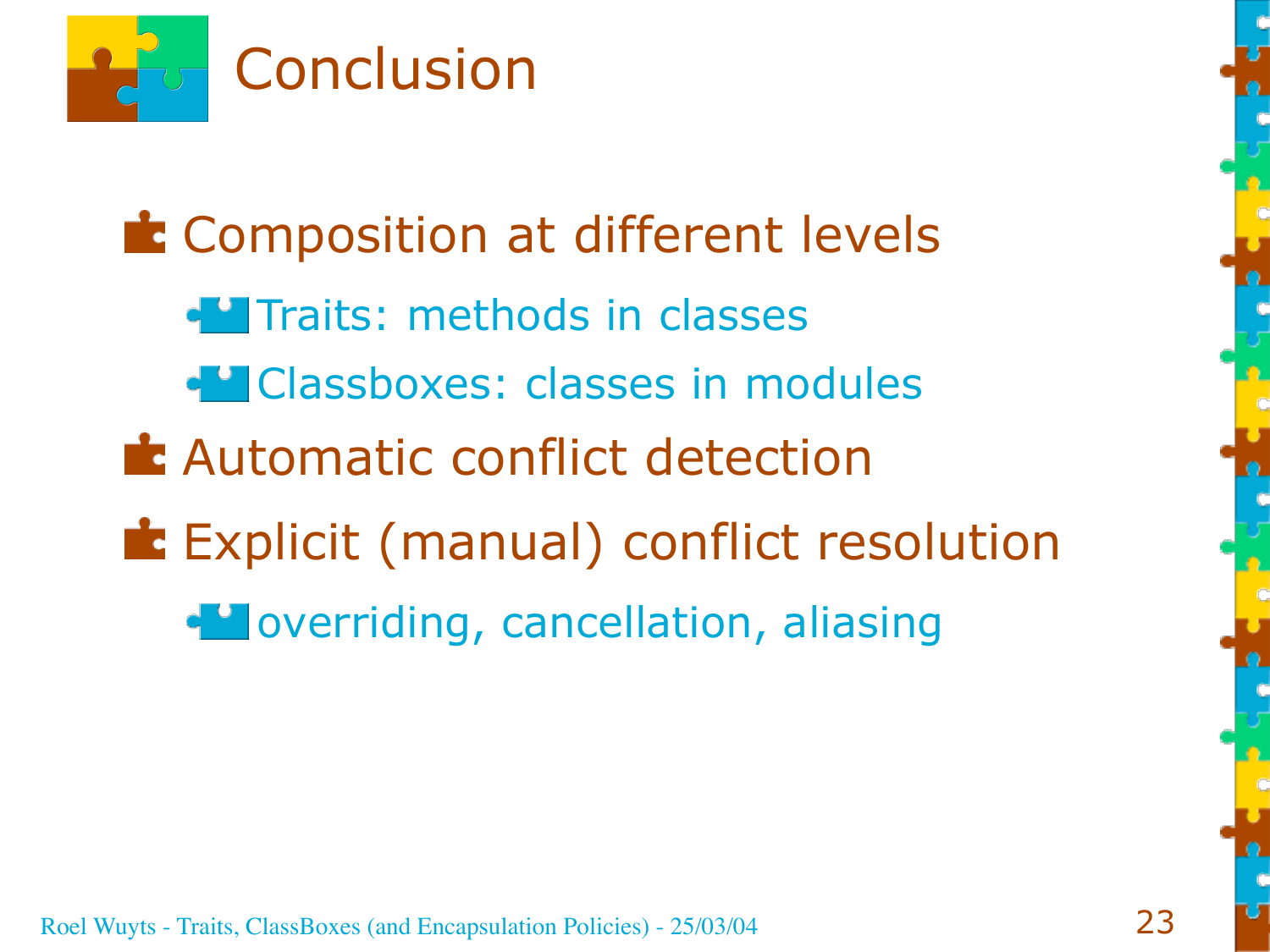# Conclusion

- Composition at different levels
  - Traits: methods in classes
  - Classboxes: classes in modules
- Automatic conflict detection
- Explicit (manual) conflict resolution
  - overriding, cancellation, aliasing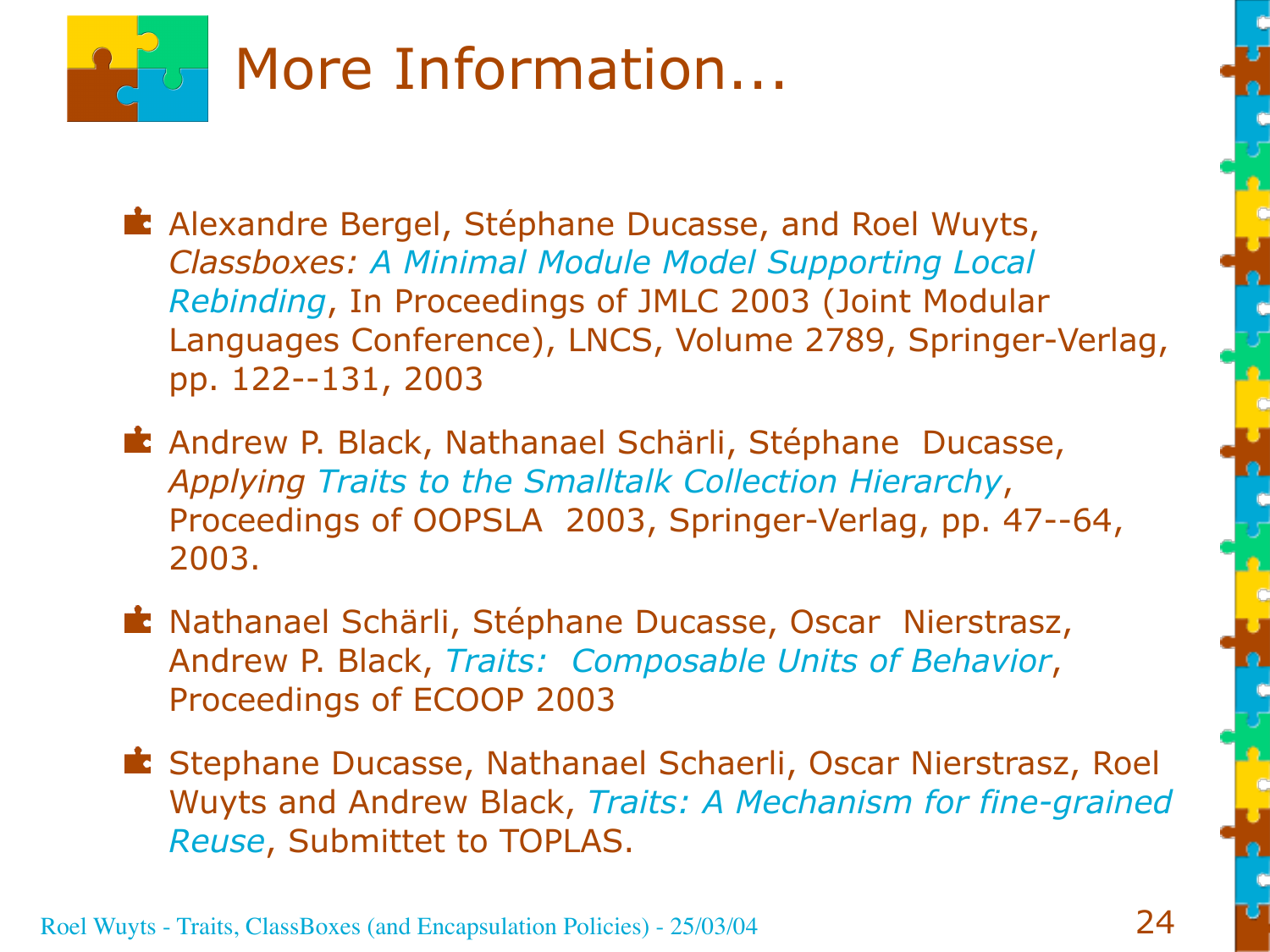# More Information...

- Alexandre Bergel, Stéphane Ducasse, and Roel Wuyts, *Classboxes: A Minimal Module Model Supporting Local Rebinding*, In Proceedings of JMLC 2003 (Joint Modular Languages Conference), LNCS, Volume 2789, Springer-Verlag, pp. 122--131, 2003
- Andrew P. Black, Nathanael Schärli, Stéphane Ducasse, *Applying Traits to the Smalltalk Collection Hierarchy*, Proceedings of OOPSLA 2003, Springer-Verlag, pp. 47--64, 2003.
- Nathanael Schärli, Stéphane Ducasse, Oscar Nierstrasz, Andrew P. Black, *Traits: Composable Units of Behavior*, Proceedings of ECOOP 2003
- Stephane Ducasse, Nathanael Schaerli, Oscar Nierstrasz, Roel Wuyts and Andrew Black, *Traits: A Mechanism for fine-grained Reuse*, Submittet to TOPLAS.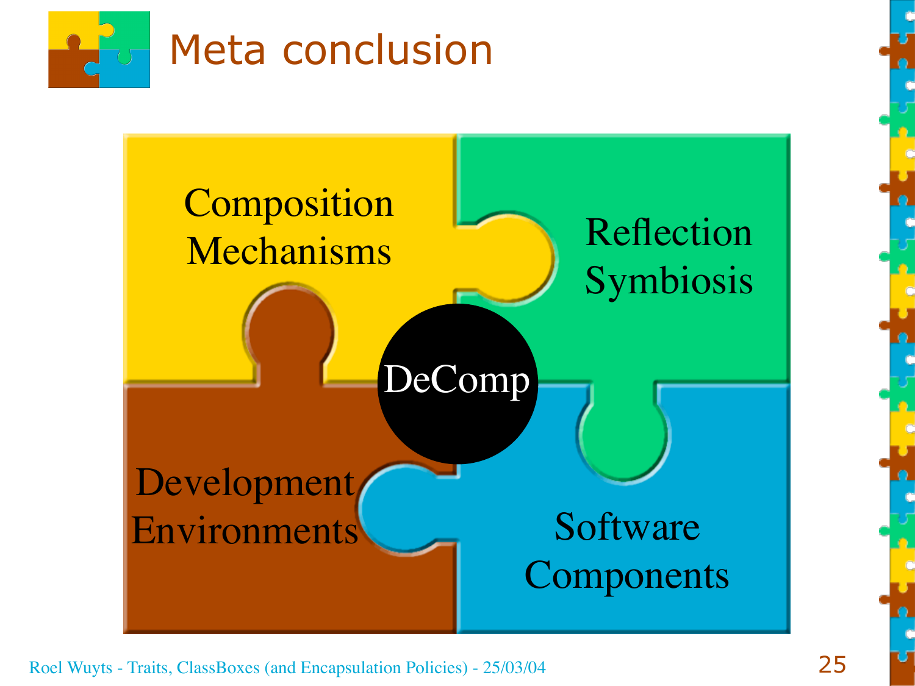# Meta conclusion

Composition Mechanisms

Reflection Symbiosis

DeComp

Development Environments

Software Components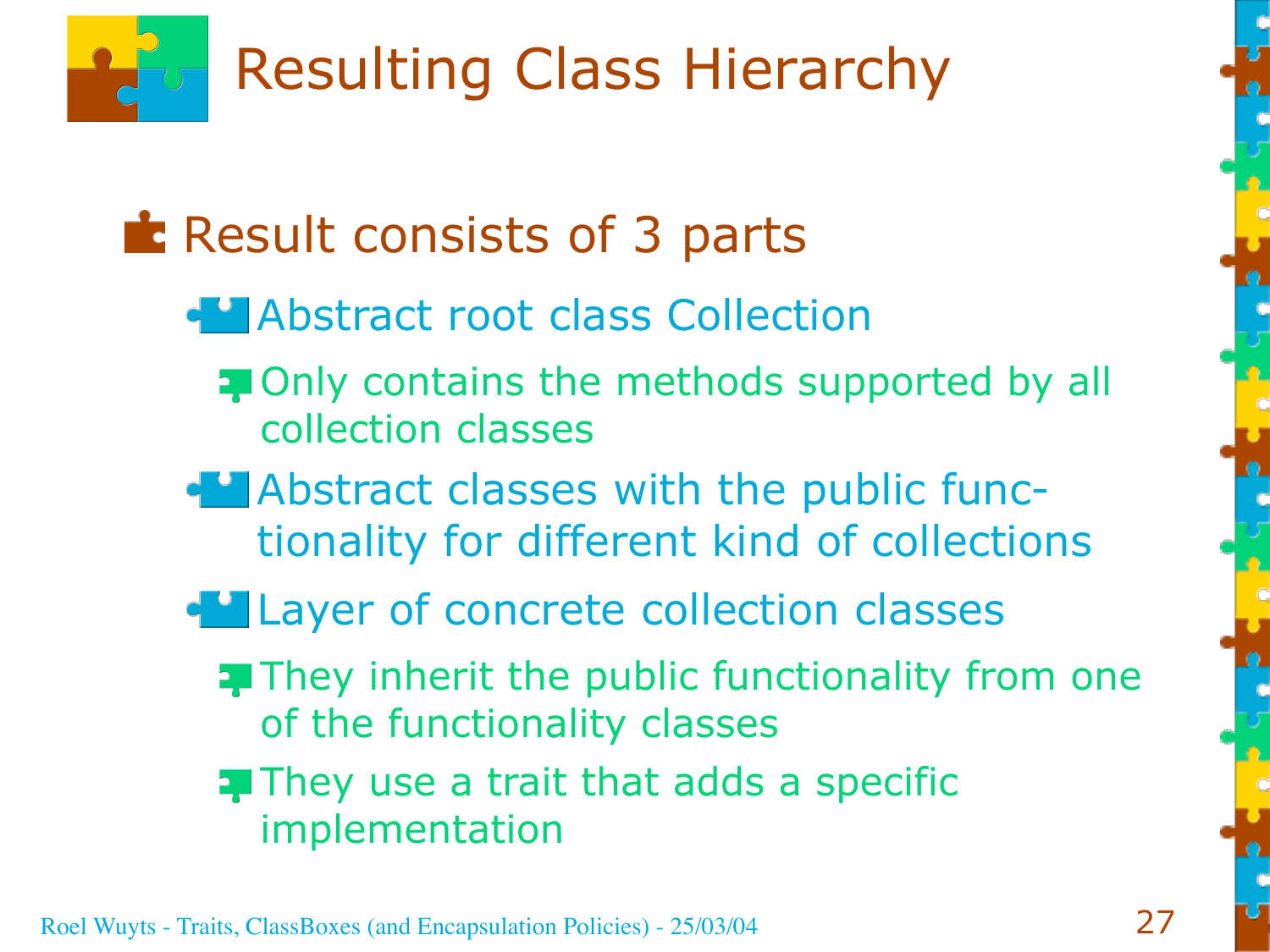# Resulting Class Hierarchy

- Result consists of 3 parts
  - Abstract root class Collection
    - Only contains the methods supported by all collection classes
  - Abstract classes with the public functionality for different kind of collections
  - Layer of concrete collection classes
    - They inherit the public functionality from one of the functionality classes
    - They use a trait that adds a specific implementation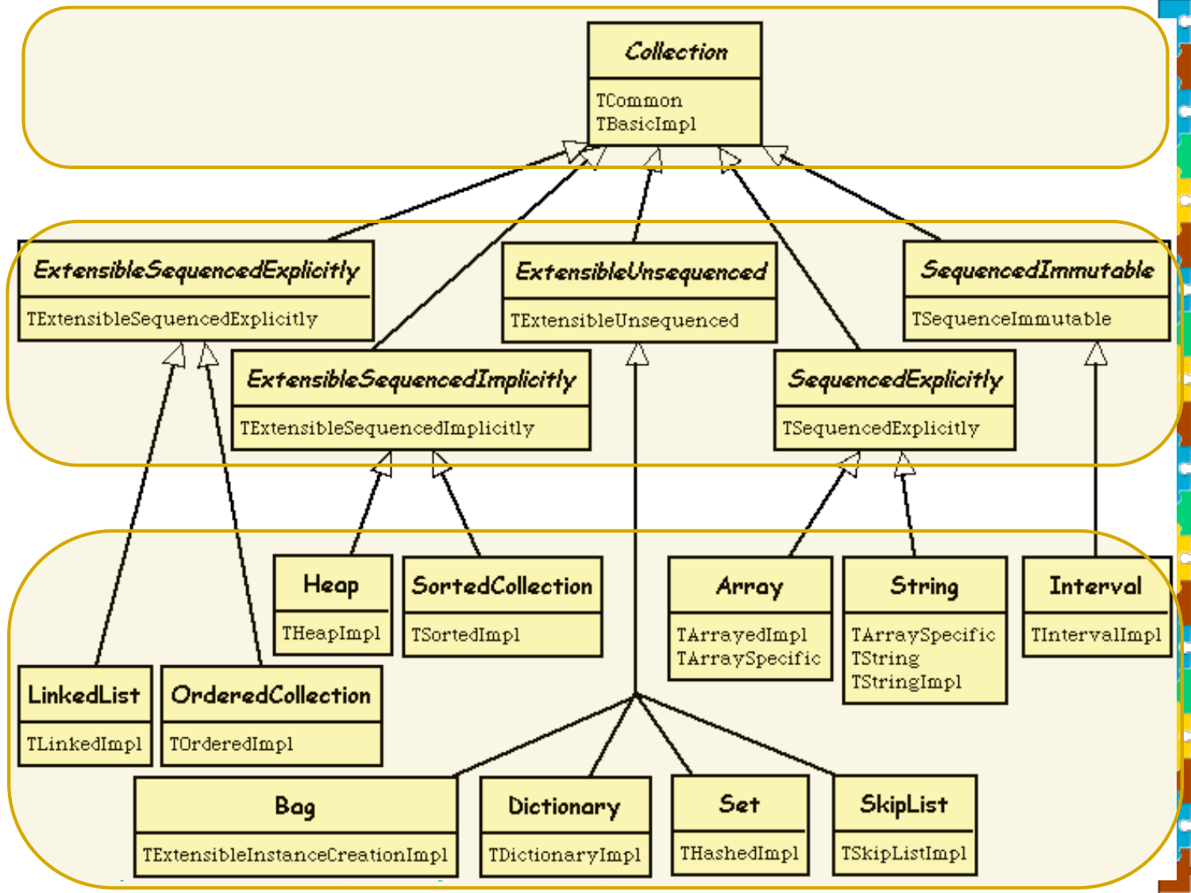Collection

TCommon
TBasicImpl

ExtensibleSequencedExplicitly

TExtensibleSequencedExplicitly

ExtensibleUnsequenced

TExtensibleUnsequenced

SequencedImmutable

TSequenceImmutable

ExtensibleSequencedImplicitly

TExtensibleSequencedImplicitly

SequencedExplicitly

TSequencedExplicitly

Heap

THeapImpl

SortedCollection

TSortedImpl

Array

TArrayedImpl
TArraySpecific

String

TArraySpecific
TString
TStringImpl

Interval

TIntervalImpl

LinkedList

TLinkedImpl

OrderedCollection

TOrderedImpl

Bag

TExtensibleInstanceCreationImpl

Dictionary

TDictionaryImpl

Set

THashedImpl

SkipList

TSkipListImpl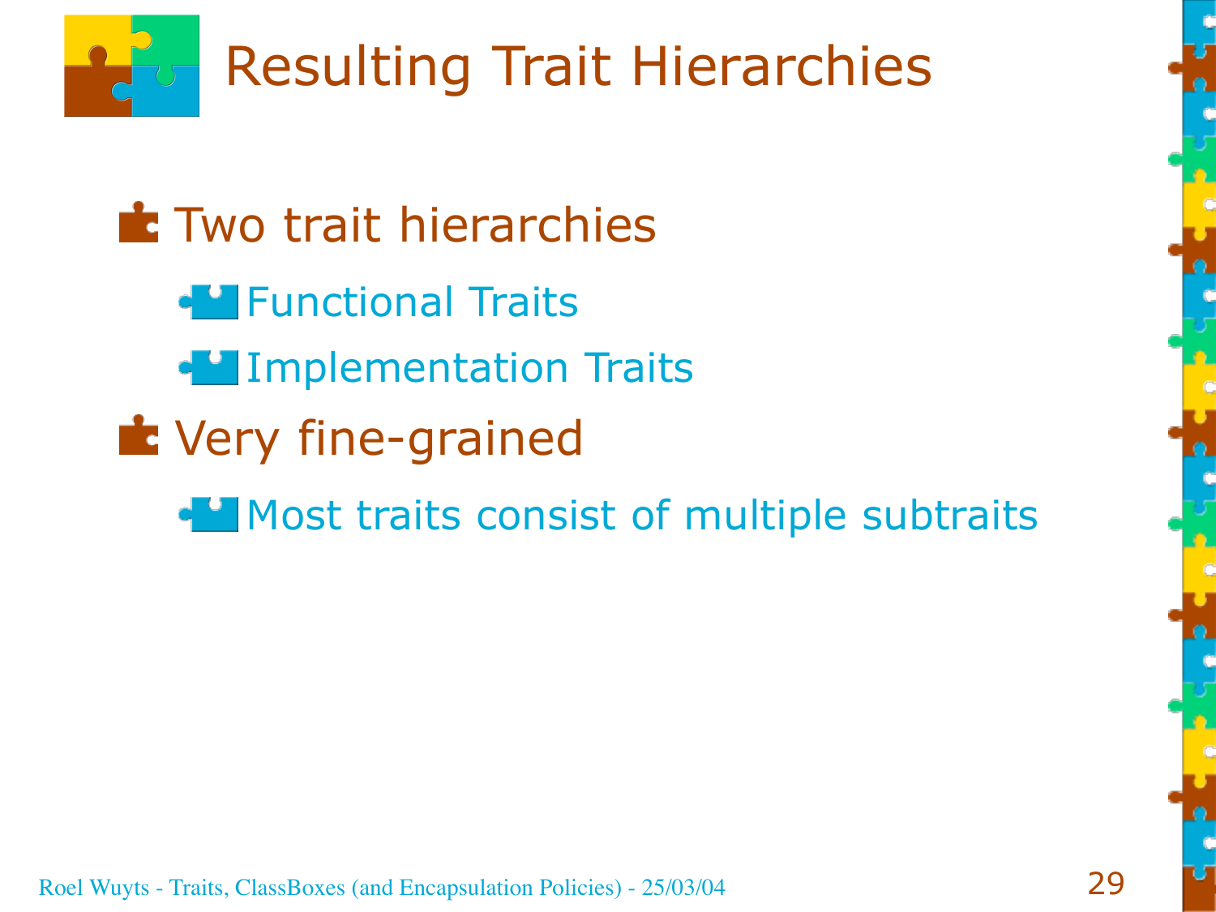# Resulting Trait Hierarchies

- Two trait hierarchies
  - Functional Traits
  - Implementation Traits
- Very fine-grained
  - Most traits consist of multiple subtraits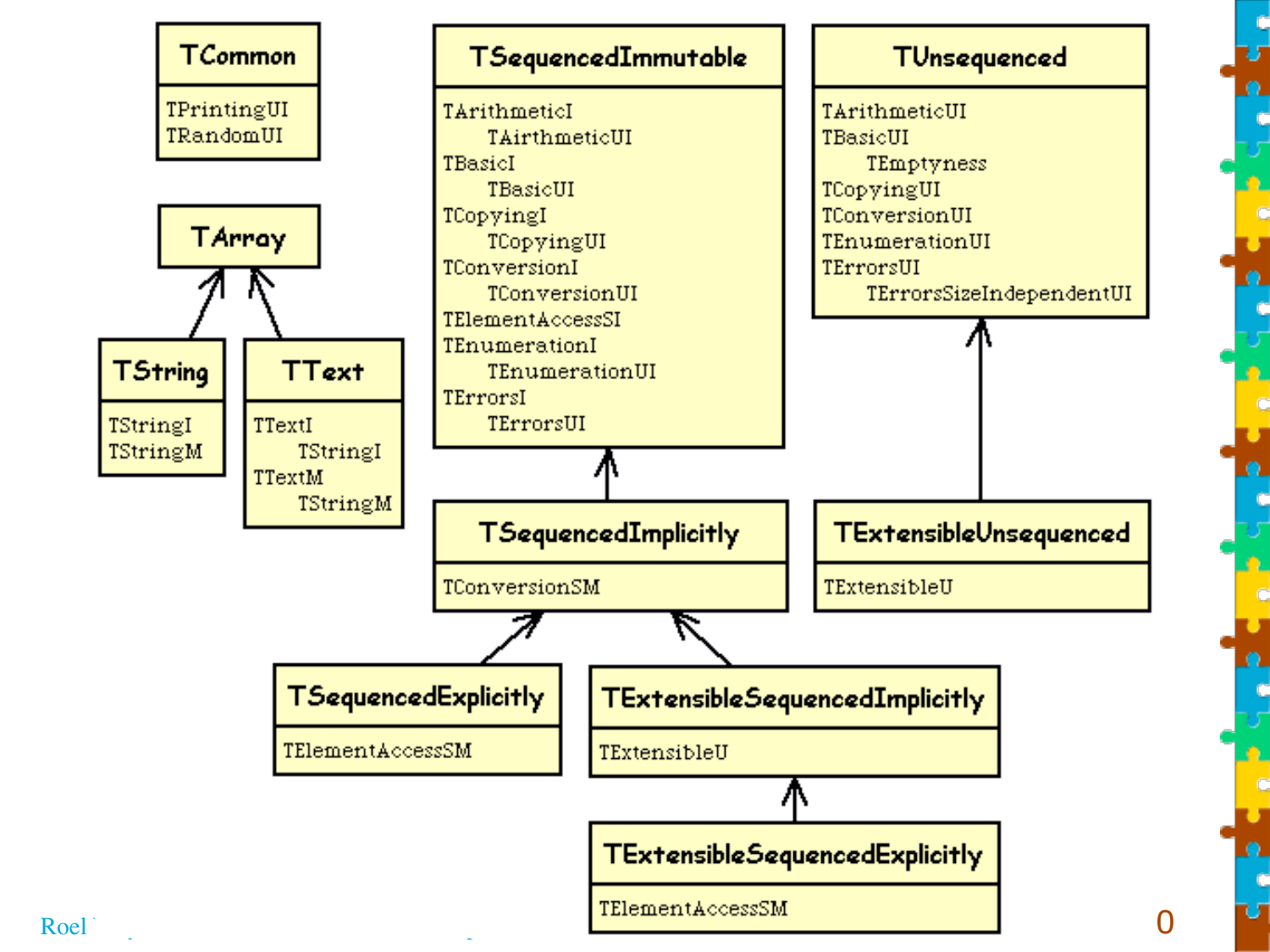TCommon

TPrintingUI
TRandomUI

TArray

TString

TStringI
TStringM

TText

TTextI
TStringI
TTextM
TStringM

TSequencedImmutable

TArithmeticI
TAirthmeticUI
TBasicI
TBasicUI
TCopyingI
TCopyingUI
TConversionI
TConversionUI
TElementAccessSI
TEnumerationI
TEnumerationUI
TErrorsI
TErrorsUI

TSequencedImplicitly

TConversionSM

TSequencedExplicitly

TElementAccessSM

TExtensibleSequencedImplicitly

TExtensibleU

TExtensibleSequencedExplicitly

TElementAccessSM

TUnsequenced

TArithmeticUI
TBasicUI
TEmptyness
TCopyingUI
TConversionUI
TEnumerationUI
TErrorsUI
TErrorsSizeIndependentUI

TExtensibleUnsequenced

TExtensibleU